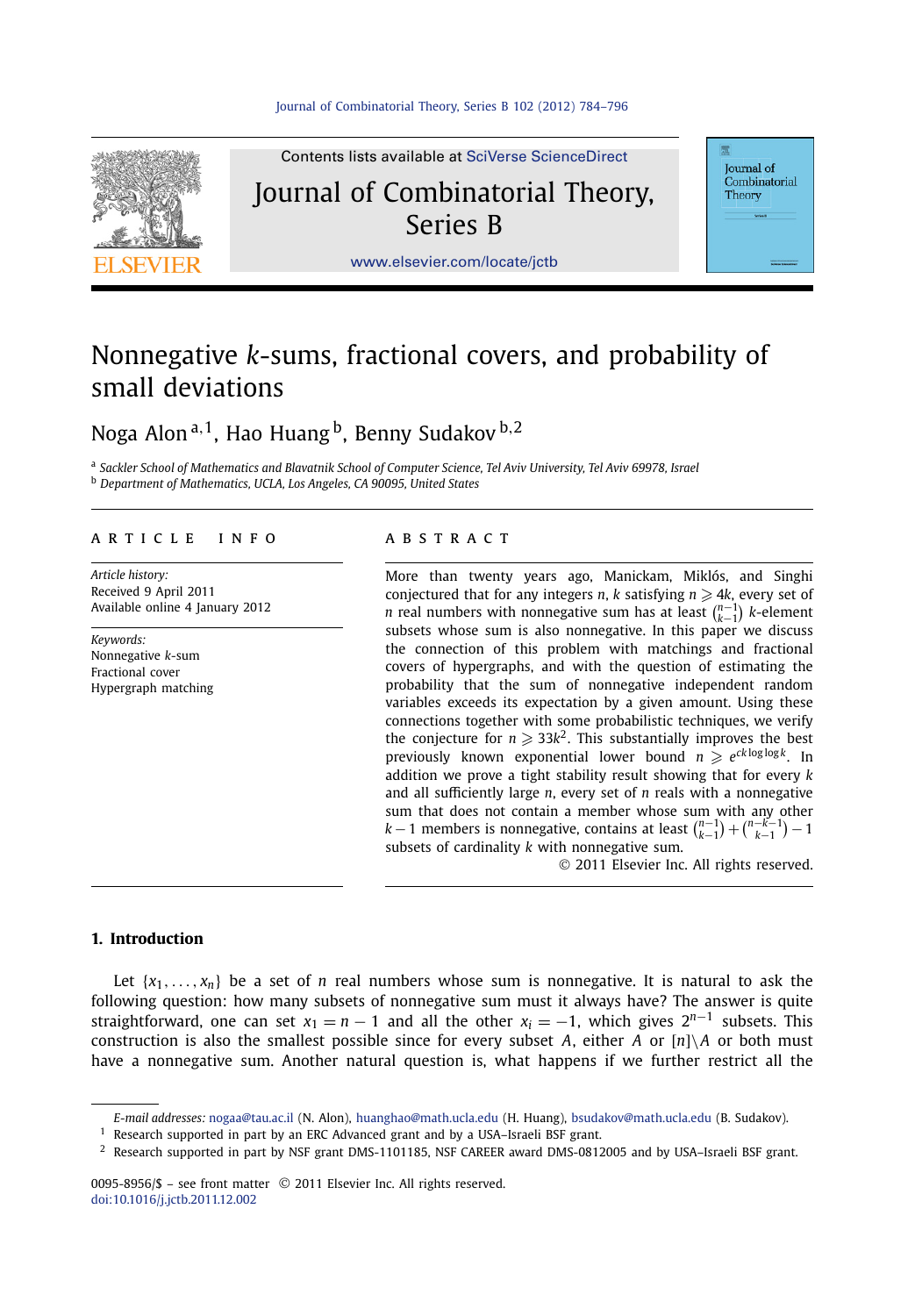# Nonnegative $k$-sums, fractional covers, and probability of small deviations

Noga Alon [a,1], Hao Huang [b], Benny Sudakov [b,2]

[a] *Sackler School of Mathematics and Blavatnik School of Computer Science, Tel Aviv University, Tel Aviv 69978, Israel*
[b] *Department of Mathematics, UCLA, Los Angeles, CA 90095, United States*

## ARTICLE INFO

*Article history:*
Received 9 April 2011
Available online 4 January 2012

*Keywords:*
Nonnegative $k$-sum
Fractional cover
Hypergraph matching

## ABSTRACT

More than twenty years ago, Manickam, Miklós, and Singhi conjectured that for any integers $n, k$ satisfying $n \geqslant 4k$, every set of $n$ real numbers with nonnegative sum has at least $\binom{n-1}{k-1}$ $k$-element subsets whose sum is also nonnegative. In this paper we discuss the connection of this problem with matchings and fractional covers of hypergraphs, and with the question of estimating the probability that the sum of nonnegative independent random variables exceeds its expectation by a given amount. Using these connections together with some probabilistic techniques, we verify the conjecture for $n \geqslant 33k^2$. This substantially improves the best previously known exponential lower bound $n \geqslant e^{ck \log\log k}$. In addition we prove a tight stability result showing that for every $k$ and all sufficiently large $n$, every set of $n$ reals with a nonnegative sum that does not contain a member whose sum with any other $k-1$ members is nonnegative, contains at least $\binom{n-1}{k-1} + \binom{n-k-1}{k-1} - 1$ subsets of cardinality $k$ with nonnegative sum.

© 2011 Elsevier Inc. All rights reserved.

## 1. Introduction

Let $\{x_1, \ldots, x_n\}$ be a set of $n$ real numbers whose sum is nonnegative. It is natural to ask the following question: how many subsets of nonnegative sum must it always have? The answer is quite straightforward, one can set $x_1 = n-1$ and all the other $x_i = -1$, which gives $2^{n-1}$ subsets. This construction is also the smallest possible since for every subset $A$, either $A$ or $[n] \backslash A$ or both must have a nonnegative sum. Another natural question is, what happens if we further restrict all the

---

*E-mail addresses:* nogaa@tau.ac.il (N. Alon), huanghao@math.ucla.edu (H. Huang), bsudakov@math.ucla.edu (B. Sudakov).

[1] Research supported in part by an ERC Advanced grant and by a USA–Israeli BSF grant.

[2] Research supported in part by NSF grant DMS-1101185, NSF CAREER award DMS-0812005 and by USA–Israeli BSF grant.

0095-8956/$ – see front matter © 2011 Elsevier Inc. All rights reserved.
doi:10.1016/j.jctb.2011.12.002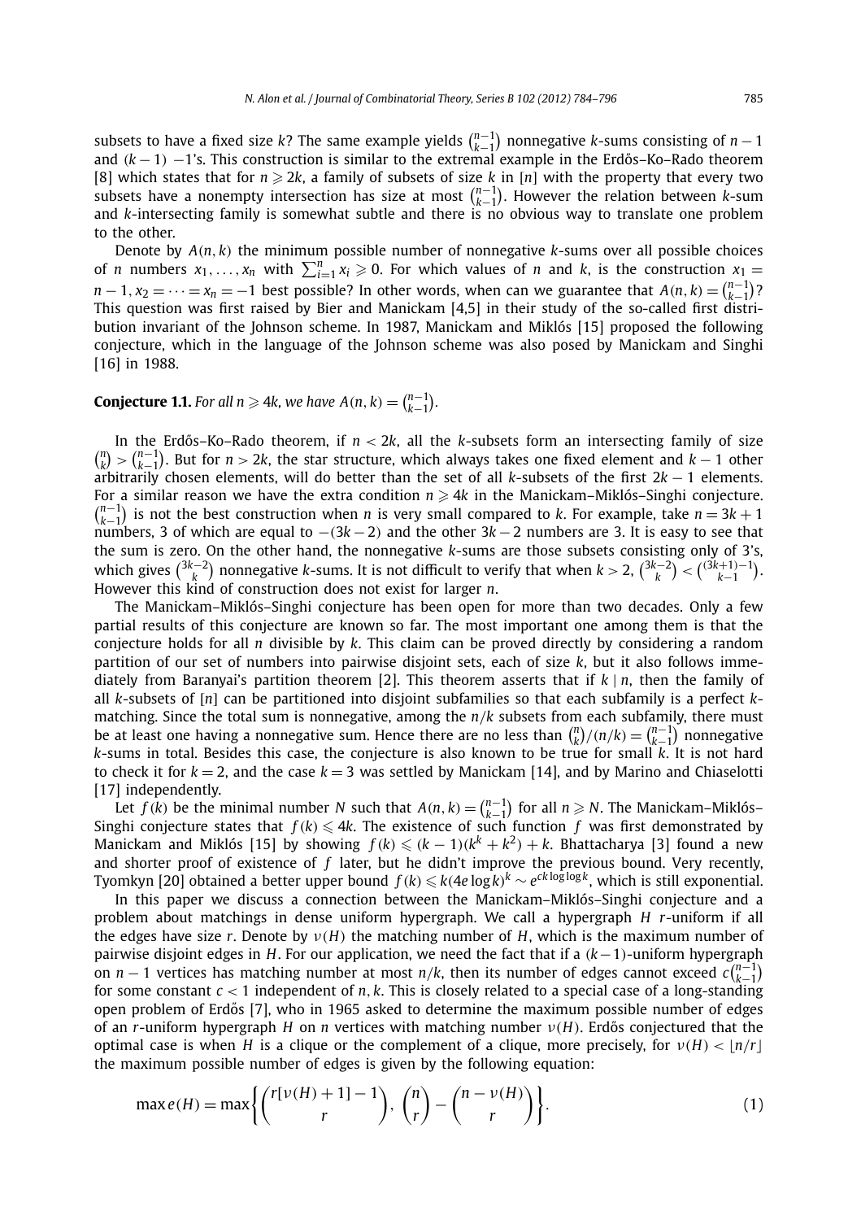subsets to have a fixed size $k$? The same example yields $\binom{n-1}{k-1}$ nonnegative $k$-sums consisting of $n-1$ and $(k-1)$ $-1$'s. This construction is similar to the extremal example in the Erdős–Ko–Rado theorem [8] which states that for $n \geqslant 2k$, a family of subsets of size $k$ in $[n]$ with the property that every two subsets have a nonempty intersection has size at most $\binom{n-1}{k-1}$. However the relation between $k$-sum and $k$-intersecting family is somewhat subtle and there is no obvious way to translate one problem to the other.

Denote by $A(n,k)$ the minimum possible number of nonnegative $k$-sums over all possible choices of $n$ numbers $x_1, \dots, x_n$ with $\sum_{i=1}^n x_i \geqslant 0$. For which values of $n$ and $k$, is the construction $x_1 = n-1, x_2 = \cdots = x_n = -1$ best possible? In other words, when can we guarantee that $A(n,k) = \binom{n-1}{k-1}$? This question was first raised by Bier and Manickam [4,5] in their study of the so-called first distribution invariant of the Johnson scheme. In 1987, Manickam and Miklós [15] proposed the following conjecture, which in the language of the Johnson scheme was also posed by Manickam and Singhi [16] in 1988.

**Conjecture 1.1.** *For all $n \geqslant 4k$, we have $A(n,k) = \binom{n-1}{k-1}$.*

In the Erdős–Ko–Rado theorem, if $n < 2k$, all the $k$-subsets form an intersecting family of size $\binom{n}{k} > \binom{n-1}{k-1}$. But for $n > 2k$, the star structure, which always takes one fixed element and $k-1$ other arbitrarily chosen elements, will do better than the set of all $k$-subsets of the first $2k-1$ elements. For a similar reason we have the extra condition $n \geqslant 4k$ in the Manickam–Miklós–Singhi conjecture. $\binom{n-1}{k-1}$ is not the best construction when $n$ is very small compared to $k$. For example, take $n = 3k+1$ numbers, 3 of which are equal to $-(3k-2)$ and the other $3k-2$ numbers are 3. It is easy to see that the sum is zero. On the other hand, the nonnegative $k$-sums are those subsets consisting only of 3's, which gives $\binom{3k-2}{k}$ nonnegative $k$-sums. It is not difficult to verify that when $k > 2$, $\binom{3k-2}{k} < \binom{(3k+1)-1}{k-1}$. However this kind of construction does not exist for larger $n$.

The Manickam–Miklós–Singhi conjecture has been open for more than two decades. Only a few partial results of this conjecture are known so far. The most important one among them is that the conjecture holds for all $n$ divisible by $k$. This claim can be proved directly by considering a random partition of our set of numbers into pairwise disjoint sets, each of size $k$, but it also follows immediately from Baranyai's partition theorem [2]. This theorem asserts that if $k \mid n$, then the family of all $k$-subsets of $[n]$ can be partitioned into disjoint subfamilies so that each subfamily is a perfect $k$-matching. Since the total sum is nonnegative, among the $n/k$ subsets from each subfamily, there must be at least one having a nonnegative sum. Hence there are no less than $\binom{n}{k}/(n/k) = \binom{n-1}{k-1}$ nonnegative $k$-sums in total. Besides this case, the conjecture is also known to be true for small $k$. It is not hard to check it for $k = 2$, and the case $k = 3$ was settled by Manickam [14], and by Marino and Chiaselotti [17] independently.

Let $f(k)$ be the minimal number $N$ such that $A(n,k) = \binom{n-1}{k-1}$ for all $n \geqslant N$. The Manickam–Miklós–Singhi conjecture states that $f(k) \leqslant 4k$. The existence of such function $f$ was first demonstrated by Manickam and Miklós [15] by showing $f(k) \leqslant (k-1)(k^k + k^2) + k$. Bhattacharya [3] found a new and shorter proof of existence of $f$ later, but he didn't improve the previous bound. Very recently, Tyomkyn [20] obtained a better upper bound $f(k) \leqslant k(4e \log k)^k \sim e^{ck \log\log k}$, which is still exponential.

In this paper we discuss a connection between the Manickam–Miklós–Singhi conjecture and a problem about matchings in dense uniform hypergraph. We call a hypergraph $H$ $r$-uniform if all the edges have size $r$. Denote by $\nu(H)$ the matching number of $H$, which is the maximum number of pairwise disjoint edges in $H$. For our application, we need the fact that if a $(k-1)$-uniform hypergraph on $n-1$ vertices has matching number at most $n/k$, then its number of edges cannot exceed $c\binom{n-1}{k-1}$ for some constant $c < 1$ independent of $n, k$. This is closely related to a special case of a long-standing open problem of Erdős [7], who in 1965 asked to determine the maximum possible number of edges of an $r$-uniform hypergraph $H$ on $n$ vertices with matching number $\nu(H)$. Erdős conjectured that the optimal case is when $H$ is a clique or the complement of a clique, more precisely, for $\nu(H) < \lfloor n/r \rfloor$ the maximum possible number of edges is given by the following equation:

$$\max e(H) = \max\left\{ \binom{r[\nu(H)+1]-1}{r}, \binom{n}{r} - \binom{n-\nu(H)}{r} \right\}. \tag{1}$$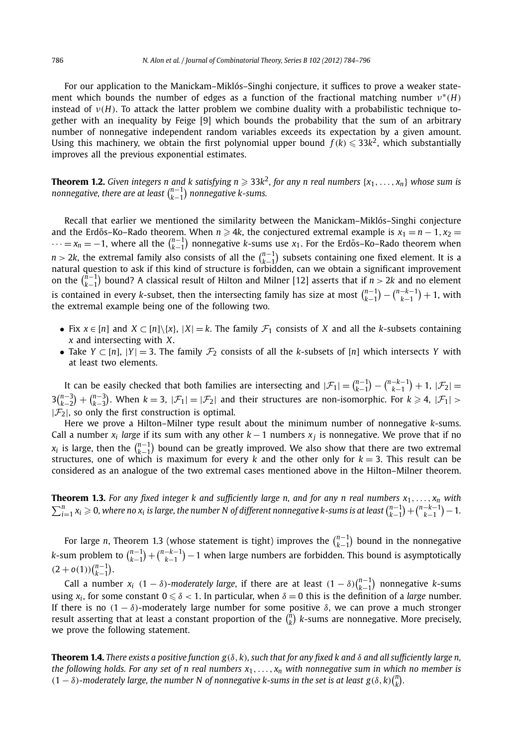For our application to the Manickam–Miklós–Singhi conjecture, it suffices to prove a weaker statement which bounds the number of edges as a function of the fractional matching number $\nu^*(H)$ instead of $\nu(H)$. To attack the latter problem we combine duality with a probabilistic technique together with an inequality by Feige [9] which bounds the probability that the sum of an arbitrary number of nonnegative independent random variables exceeds its expectation by a given amount. Using this machinery, we obtain the first polynomial upper bound $f(k) \leqslant 33k^2$, which substantially improves all the previous exponential estimates.

**Theorem 1.2.** *Given integers $n$ and $k$ satisfying $n \geqslant 33k^2$, for any $n$ real numbers $\{x_1, \ldots, x_n\}$ whose sum is nonnegative, there are at least $\binom{n-1}{k-1}$ nonnegative $k$-sums.*

Recall that earlier we mentioned the similarity between the Manickam–Miklós–Singhi conjecture and the Erdős–Ko–Rado theorem. When $n \geqslant 4k$, the conjectured extremal example is $x_1 = n-1, x_2 = \cdots = x_n = -1$, where all the $\binom{n-1}{k-1}$ nonnegative $k$-sums use $x_1$. For the Erdős–Ko–Rado theorem when $n > 2k$, the extremal family also consists of all the $\binom{n-1}{k-1}$ subsets containing one fixed element. It is a natural question to ask if this kind of structure is forbidden, can we obtain a significant improvement on the $\binom{n-1}{k-1}$ bound? A classical result of Hilton and Milner [12] asserts that if $n > 2k$ and no element is contained in every $k$-subset, then the intersecting family has size at most $\binom{n-1}{k-1} - \binom{n-k-1}{k-1} + 1$, with the extremal example being one of the following two.

- Fix $x \in [n]$ and $X \subset [n]\backslash\{x\}$, $|X| = k$. The family $\mathcal{F}_1$ consists of $X$ and all the $k$-subsets containing $x$ and intersecting with $X$.
- Take $Y \subset [n]$, $|Y| = 3$. The family $\mathcal{F}_2$ consists of all the $k$-subsets of $[n]$ which intersects $Y$ with at least two elements.

It can be easily checked that both families are intersecting and $|\mathcal{F}_1| = \binom{n-1}{k-1} - \binom{n-k-1}{k-1} + 1$, $|\mathcal{F}_2| = 3\binom{n-3}{k-2} + \binom{n-3}{k-3}$. When $k = 3$, $|\mathcal{F}_1| = |\mathcal{F}_2|$ and their structures are non-isomorphic. For $k \geqslant 4$, $|\mathcal{F}_1| > |\mathcal{F}_2|$, so only the first construction is optimal.

Here we prove a Hilton–Milner type result about the minimum number of nonnegative $k$-sums. Call a number $x_i$ *large* if its sum with any other $k-1$ numbers $x_j$ is nonnegative. We prove that if no $x_i$ is large, then the $\binom{n-1}{k-1}$ bound can be greatly improved. We also show that there are two extremal structures, one of which is maximum for every $k$ and the other only for $k = 3$. This result can be considered as an analogue of the two extremal cases mentioned above in the Hilton–Milner theorem.

**Theorem 1.3.** *For any fixed integer $k$ and sufficiently large $n$, and for any $n$ real numbers $x_1, \ldots, x_n$ with $\sum_{i=1}^n x_i \geqslant 0$, where no $x_i$ is large, the number $N$ of different nonnegative $k$-sums is at least $\binom{n-1}{k-1} + \binom{n-k-1}{k-1} - 1$.*

For large $n$, Theorem 1.3 (whose statement is tight) improves the $\binom{n-1}{k-1}$ bound in the nonnegative $k$-sum problem to $\binom{n-1}{k-1} + \binom{n-k-1}{k-1} - 1$ when large numbers are forbidden. This bound is asymptotically $(2 + o(1))\binom{n-1}{k-1}$.

Call a number $x_i$ $(1-\delta)$*-moderately large*, if there are at least $(1-\delta)\binom{n-1}{k-1}$ nonnegative $k$-sums using $x_i$, for some constant $0 \leqslant \delta < 1$. In particular, when $\delta = 0$ this is the definition of a *large* number. If there is no $(1-\delta)$-moderately large number for some positive $\delta$, we can prove a much stronger result asserting that at least a constant proportion of the $\binom{n}{k}$ $k$-sums are nonnegative. More precisely, we prove the following statement.

**Theorem 1.4.** *There exists a positive function $g(\delta, k)$, such that for any fixed $k$ and $\delta$ and all sufficiently large $n$, the following holds. For any set of $n$ real numbers $x_1, \ldots, x_n$ with nonnegative sum in which no member is $(1-\delta)$-moderately large, the number $N$ of nonnegative $k$-sums in the set is at least $g(\delta, k)\binom{n}{k}$.*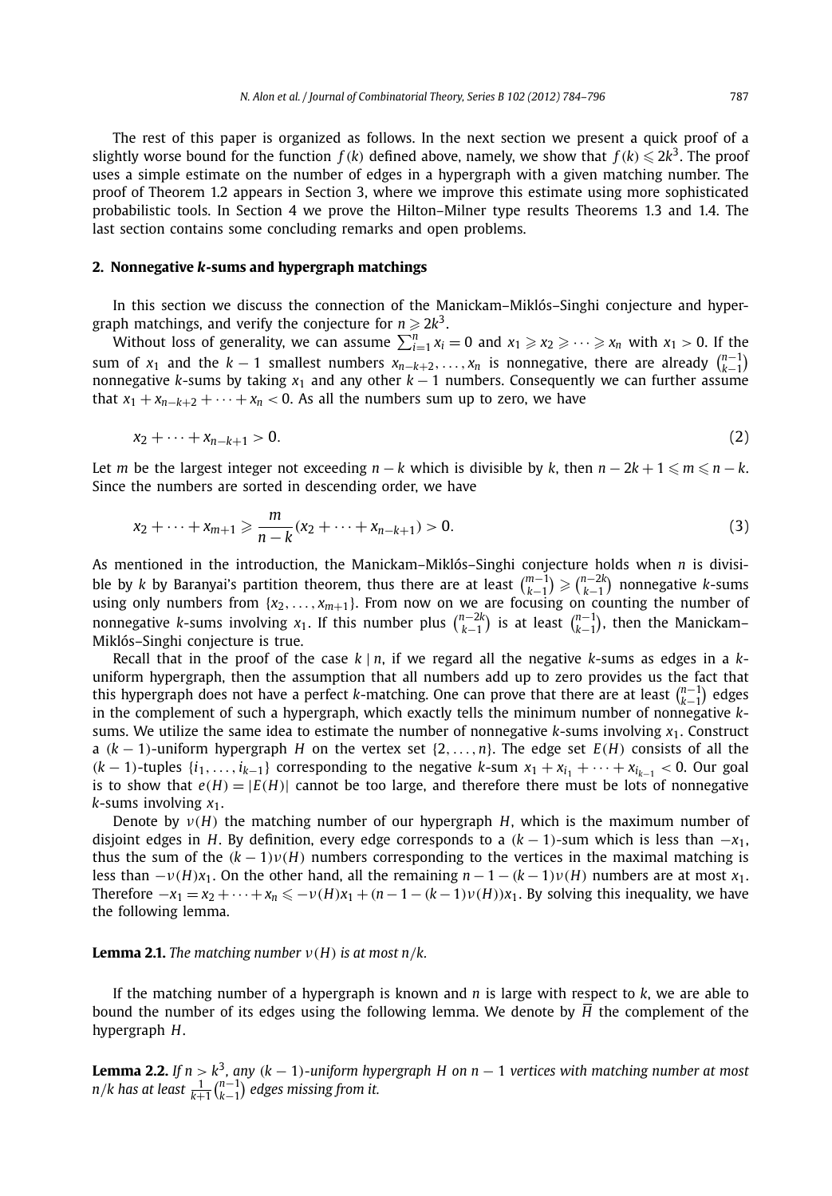The rest of this paper is organized as follows. In the next section we present a quick proof of a slightly worse bound for the function $f(k)$ defined above, namely, we show that $f(k) \leqslant 2k^3$. The proof uses a simple estimate on the number of edges in a hypergraph with a given matching number. The proof of Theorem 1.2 appears in Section 3, where we improve this estimate using more sophisticated probabilistic tools. In Section 4 we prove the Hilton–Milner type results Theorems 1.3 and 1.4. The last section contains some concluding remarks and open problems.

## 2. Nonnegative *k*-sums and hypergraph matchings

In this section we discuss the connection of the Manickam–Miklós–Singhi conjecture and hypergraph matchings, and verify the conjecture for $n \geqslant 2k^3$.

Without loss of generality, we can assume $\sum_{i=1}^{n} x_i = 0$ and $x_1 \geqslant x_2 \geqslant \cdots \geqslant x_n$ with $x_1 > 0$. If the sum of $x_1$ and the $k-1$ smallest numbers $x_{n-k+2}, \ldots, x_n$ is nonnegative, there are already $\binom{n-1}{k-1}$ nonnegative $k$-sums by taking $x_1$ and any other $k-1$ numbers. Consequently we can further assume that $x_1 + x_{n-k+2} + \cdots + x_n < 0$. As all the numbers sum up to zero, we have

$$x_2 + \cdots + x_{n-k+1} > 0. \tag{2}$$

Let $m$ be the largest integer not exceeding $n-k$ which is divisible by $k$, then $n - 2k + 1 \leqslant m \leqslant n-k$. Since the numbers are sorted in descending order, we have

$$x_2 + \cdots + x_{m+1} \geqslant \frac{m}{n-k}(x_2 + \cdots + x_{n-k+1}) > 0. \tag{3}$$

As mentioned in the introduction, the Manickam–Miklós–Singhi conjecture holds when $n$ is divisible by $k$ by Baranyai's partition theorem, thus there are at least $\binom{m-1}{k-1} \geqslant \binom{n-2k}{k-1}$ nonnegative $k$-sums using only numbers from $\{x_2, \ldots, x_{m+1}\}$. From now on we are focusing on counting the number of nonnegative $k$-sums involving $x_1$. If this number plus $\binom{n-2k}{k-1}$ is at least $\binom{n-1}{k-1}$, then the Manickam–Miklós–Singhi conjecture is true.

Recall that in the proof of the case $k \mid n$, if we regard all the negative $k$-sums as edges in a $k$-uniform hypergraph, then the assumption that all numbers add up to zero provides us the fact that this hypergraph does not have a perfect $k$-matching. One can prove that there are at least $\binom{n-1}{k-1}$ edges in the complement of such a hypergraph, which exactly tells the minimum number of nonnegative $k$-sums. We utilize the same idea to estimate the number of nonnegative $k$-sums involving $x_1$. Construct a $(k-1)$-uniform hypergraph $H$ on the vertex set $\{2, \ldots, n\}$. The edge set $E(H)$ consists of all the $(k-1)$-tuples $\{i_1, \ldots, i_{k-1}\}$ corresponding to the negative $k$-sum $x_1 + x_{i_1} + \cdots + x_{i_{k-1}} < 0$. Our goal is to show that $e(H) = |E(H)|$ cannot be too large, and therefore there must be lots of nonnegative $k$-sums involving $x_1$.

Denote by $\nu(H)$ the matching number of our hypergraph $H$, which is the maximum number of disjoint edges in $H$. By definition, every edge corresponds to a $(k-1)$-sum which is less than $-x_1$, thus the sum of the $(k-1)\nu(H)$ numbers corresponding to the vertices in the maximal matching is less than $-\nu(H)x_1$. On the other hand, all the remaining $n-1-(k-1)\nu(H)$ numbers are at most $x_1$. Therefore $-x_1 = x_2 + \cdots + x_n \leqslant -\nu(H)x_1 + (n-1-(k-1)\nu(H))x_1$. By solving this inequality, we have the following lemma.

**Lemma 2.1.** *The matching number $\nu(H)$ is at most $n/k$.*

If the matching number of a hypergraph is known and $n$ is large with respect to $k$, we are able to bound the number of its edges using the following lemma. We denote by $\overline{H}$ the complement of the hypergraph $H$.

**Lemma 2.2.** *If $n > k^3$, any $(k-1)$-uniform hypergraph $H$ on $n-1$ vertices with matching number at most $n/k$ has at least $\frac{1}{k+1}\binom{n-1}{k-1}$ edges missing from it.*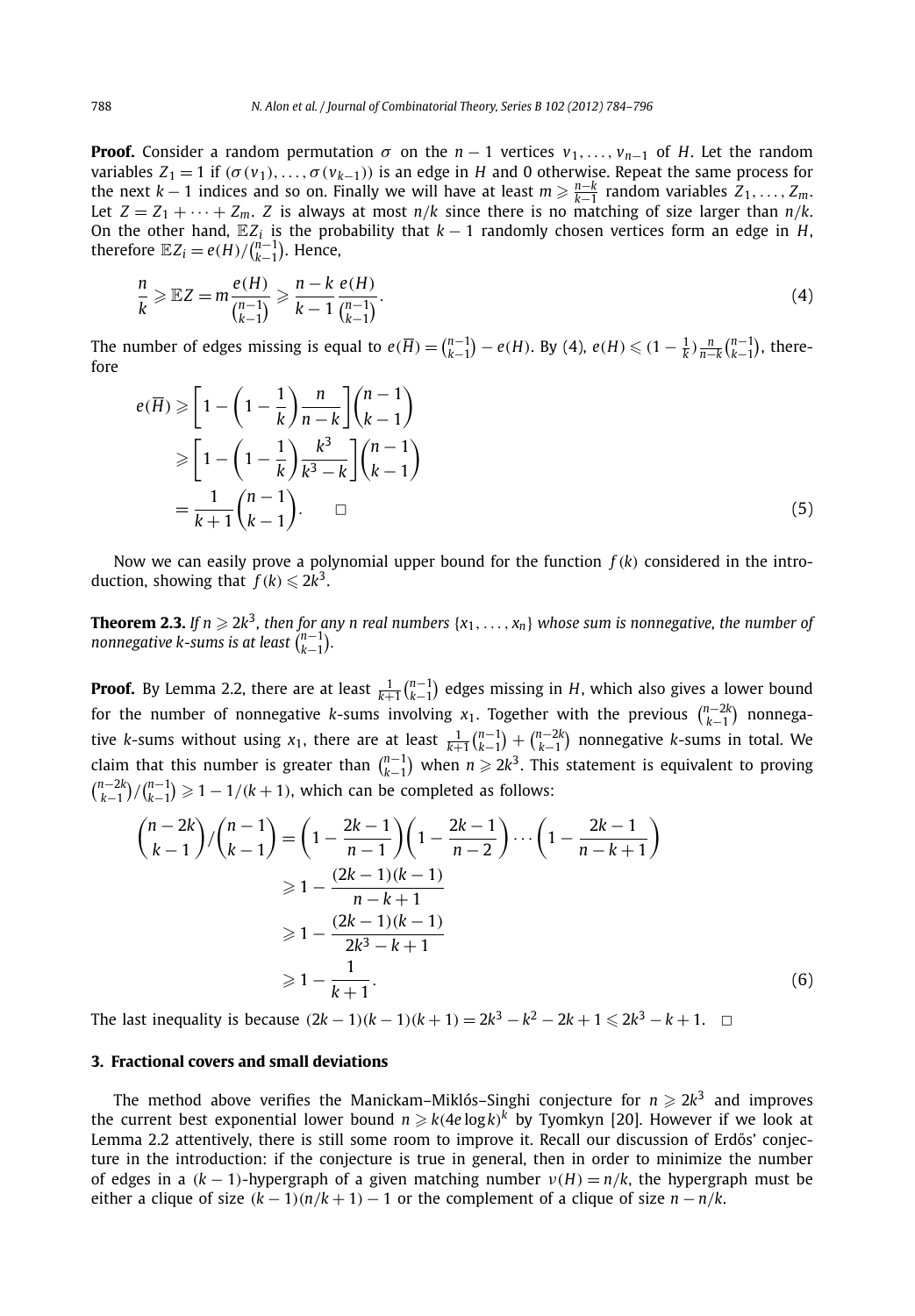**Proof.** Consider a random permutation $\sigma$ on the $n-1$ vertices $v_1, \dots, v_{n-1}$ of $H$. Let the random variables $Z_1 = 1$ if $(\sigma(v_1), \dots, \sigma(v_{k-1}))$ is an edge in $H$ and 0 otherwise. Repeat the same process for the next $k-1$ indices and so on. Finally we will have at least $m \geqslant \frac{n-k}{k-1}$ random variables $Z_1, \dots, Z_m$. Let $Z = Z_1 + \cdots + Z_m$. $Z$ is always at most $n/k$ since there is no matching of size larger than $n/k$. On the other hand, $\mathbb{E}Z_i$ is the probability that $k-1$ randomly chosen vertices form an edge in $H$, therefore $\mathbb{E}Z_i = e(H)/\binom{n-1}{k-1}$. Hence,

$$\frac{n}{k} \geqslant \mathbb{E}Z = m\frac{e(H)}{\binom{n-1}{k-1}} \geqslant \frac{n-k}{k-1}\frac{e(H)}{\binom{n-1}{k-1}}. \tag{4}$$

The number of edges missing is equal to $e(\overline{H}) = \binom{n-1}{k-1} - e(H)$. By (4), $e(H) \leqslant (1-\frac{1}{k})\frac{n}{n-k}\binom{n-1}{k-1}$, therefore

$$\begin{aligned}
e(\overline{H}) &\geqslant \left[1 - \left(1-\frac{1}{k}\right)\frac{n}{n-k}\right]\binom{n-1}{k-1} \\
&\geqslant \left[1 - \left(1-\frac{1}{k}\right)\frac{k^3}{k^3-k}\right]\binom{n-1}{k-1} \\
&= \frac{1}{k+1}\binom{n-1}{k-1}. \qquad \square
\end{aligned} \tag{5}$$

Now we can easily prove a polynomial upper bound for the function $f(k)$ considered in the introduction, showing that $f(k) \leqslant 2k^3$.

**Theorem 2.3.** *If $n \geqslant 2k^3$, then for any $n$ real numbers $\{x_1, \dots, x_n\}$ whose sum is nonnegative, the number of nonnegative $k$-sums is at least $\binom{n-1}{k-1}$.*

**Proof.** By Lemma 2.2, there are at least $\frac{1}{k+1}\binom{n-1}{k-1}$ edges missing in $H$, which also gives a lower bound for the number of nonnegative $k$-sums involving $x_1$. Together with the previous $\binom{n-2k}{k-1}$ nonnegative $k$-sums without using $x_1$, there are at least $\frac{1}{k+1}\binom{n-1}{k-1} + \binom{n-2k}{k-1}$ nonnegative $k$-sums in total. We claim that this number is greater than $\binom{n-1}{k-1}$ when $n \geqslant 2k^3$. This statement is equivalent to proving $\binom{n-2k}{k-1}/\binom{n-1}{k-1} \geqslant 1 - 1/(k+1)$, which can be completed as follows:

$$\begin{aligned}
\binom{n-2k}{k-1}\Big/\binom{n-1}{k-1} &= \left(1 - \frac{2k-1}{n-1}\right)\left(1 - \frac{2k-1}{n-2}\right)\cdots\left(1 - \frac{2k-1}{n-k+1}\right) \\
&\geqslant 1 - \frac{(2k-1)(k-1)}{n-k+1} \\
&\geqslant 1 - \frac{(2k-1)(k-1)}{2k^3-k+1} \\
&\geqslant 1 - \frac{1}{k+1}.
\end{aligned} \tag{6}$$

The last inequality is because $(2k-1)(k-1)(k+1) = 2k^3 - k^2 - 2k + 1 \leqslant 2k^3 - k + 1$. $\square$

## 3. Fractional covers and small deviations

The method above verifies the Manickam–Miklós–Singhi conjecture for $n \geqslant 2k^3$ and improves the current best exponential lower bound $n \geqslant k(4e\log k)^k$ by Tyomkyn [20]. However if we look at Lemma 2.2 attentively, there is still some room to improve it. Recall our discussion of Erdős' conjecture in the introduction: if the conjecture is true in general, then in order to minimize the number of edges in a $(k-1)$-hypergraph of a given matching number $\nu(H) = n/k$, the hypergraph must be either a clique of size $(k-1)(n/k+1)-1$ or the complement of a clique of size $n - n/k$.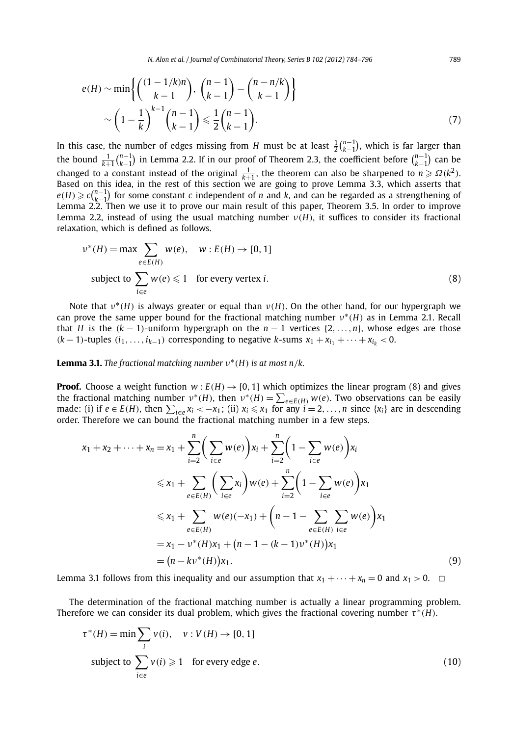$$
\begin{aligned}
e(H) &\sim \min\left\{\binom{(1-1/k)n}{k-1},\ \binom{n-1}{k-1}-\binom{n-n/k}{k-1}\right\} \\
&\sim \left(1-\frac{1}{k}\right)^{k-1}\binom{n-1}{k-1} \leqslant \frac{1}{2}\binom{n-1}{k-1}.
\end{aligned} \tag{7}
$$

In this case, the number of edges missing from $H$ must be at least $\frac{1}{2}\binom{n-1}{k-1}$, which is far larger than the bound $\frac{1}{k+1}\binom{n-1}{k-1}$ in Lemma 2.2. If in our proof of Theorem 2.3, the coefficient before $\binom{n-1}{k-1}$ can be changed to a constant instead of the original $\frac{1}{k+1}$, the theorem can also be sharpened to $n \geqslant \Omega(k^2)$. Based on this idea, in the rest of this section we are going to prove Lemma 3.3, which asserts that $e(H) \geqslant c\binom{n-1}{k-1}$ for some constant $c$ independent of $n$ and $k$, and can be regarded as a strengthening of Lemma 2.2. Then we use it to prove our main result of this paper, Theorem 3.5. In order to improve Lemma 2.2, instead of using the usual matching number $\nu(H)$, it suffices to consider its fractional relaxation, which is defined as follows.

$$
\begin{aligned}
&\nu^*(H) = \max \sum_{e\in E(H)} w(e), \quad w: E(H) \to [0,1] \\
&\text{subject to } \sum_{i\in e} w(e) \leqslant 1 \quad \text{for every vertex } i.
\end{aligned} \tag{8}
$$

Note that $\nu^*(H)$ is always greater or equal than $\nu(H)$. On the other hand, for our hypergraph we can prove the same upper bound for the fractional matching number $\nu^*(H)$ as in Lemma 2.1. Recall that $H$ is the $(k-1)$-uniform hypergraph on the $n-1$ vertices $\{2,\dots,n\}$, whose edges are those $(k-1)$-tuples $(i_1,\dots,i_{k-1})$ corresponding to negative $k$-sums $x_1 + x_{i_1} + \cdots + x_{i_k} < 0$.

**Lemma 3.1.** *The fractional matching number $\nu^*(H)$ is at most $n/k$.*

**Proof.** Choose a weight function $w: E(H) \to [0,1]$ which optimizes the linear program (8) and gives the fractional matching number $\nu^*(H)$, then $\nu^*(H) = \sum_{e\in E(H)} w(e)$. Two observations can be easily made: (i) if $e \in E(H)$, then $\sum_{i\in e} x_i < -x_1$; (ii) $x_i \leqslant x_1$ for any $i = 2,\dots,n$ since $\{x_i\}$ are in descending order. Therefore we can bound the fractional matching number in a few steps.

$$
\begin{aligned}
x_1 + x_2 + \cdots + x_n &= x_1 + \sum_{i=2}^{n}\left(\sum_{i\in e} w(e)\right)x_i + \sum_{i=2}^{n}\left(1 - \sum_{i\in e} w(e)\right)x_i \\
&\leqslant x_1 + \sum_{e\in E(H)}\left(\sum_{i\in e} x_i\right)w(e) + \sum_{i=2}^{n}\left(1 - \sum_{i\in e} w(e)\right)x_1 \\
&\leqslant x_1 + \sum_{e\in E(H)} w(e)(-x_1) + \left(n - 1 - \sum_{e\in E(H)}\sum_{i\in e} w(e)\right)x_1 \\
&= x_1 - \nu^*(H)x_1 + \big(n - 1 - (k-1)\nu^*(H)\big)x_1 \\
&= \big(n - k\nu^*(H)\big)x_1.
\end{aligned} \tag{9}
$$

Lemma 3.1 follows from this inequality and our assumption that $x_1 + \cdots + x_n = 0$ and $x_1 > 0$. $\square$

The determination of the fractional matching number is actually a linear programming problem. Therefore we can consider its dual problem, which gives the fractional covering number $\tau^*(H)$.

$$
\begin{aligned}
&\tau^*(H) = \min \sum_{i} v(i), \quad v: V(H) \to [0,1] \\
&\text{subject to } \sum_{i\in e} v(i) \geqslant 1 \quad \text{for every edge } e.
\end{aligned} \tag{10}
$$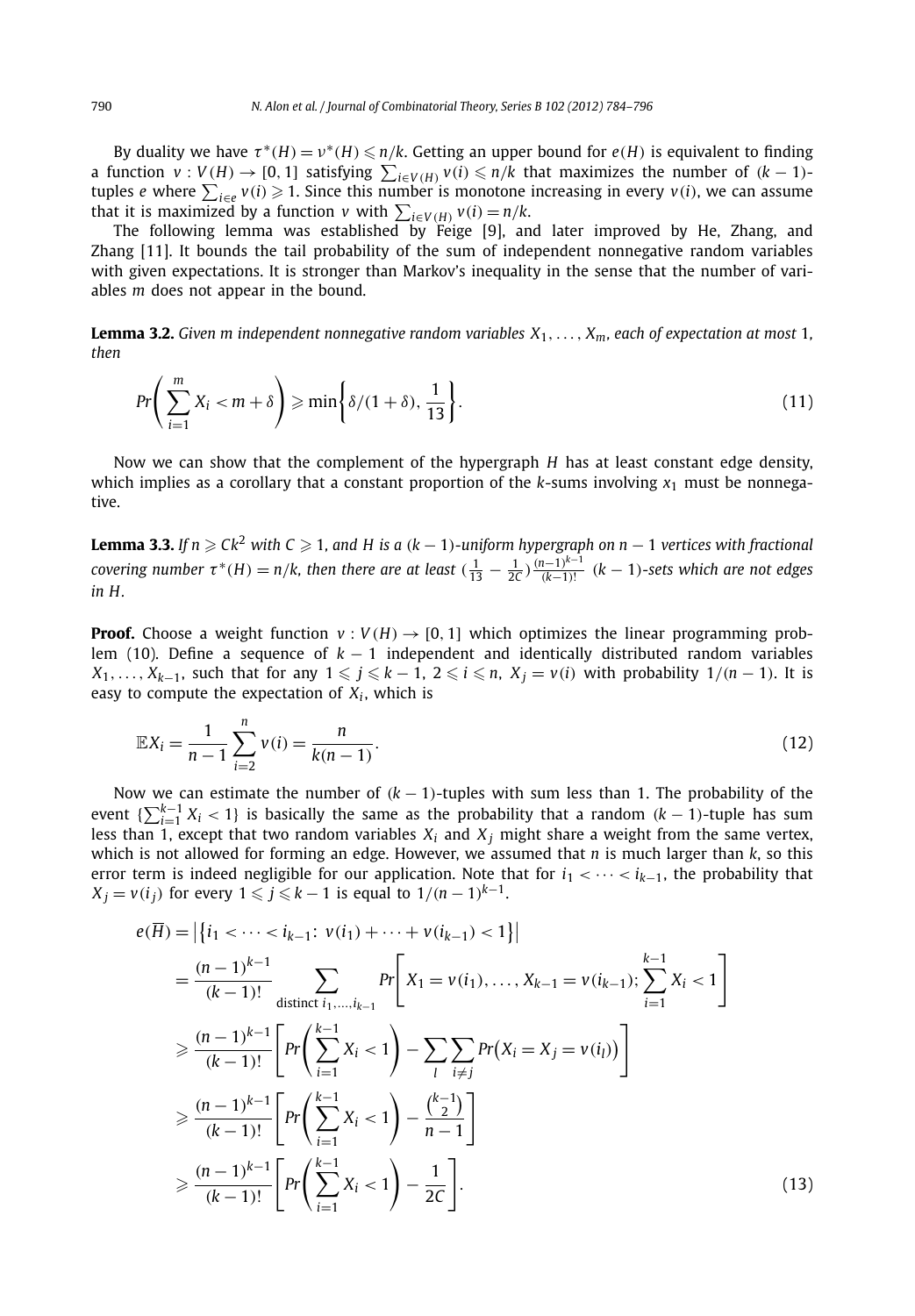By duality we have $\tau^*(H) = \nu^*(H) \leqslant n/k$. Getting an upper bound for $e(H)$ is equivalent to finding a function $v : V(H) \to [0, 1]$ satisfying $\sum_{i\in V(H)} v(i) \leqslant n/k$ that maximizes the number of $(k-1)$-tuples $e$ where $\sum_{i\in e} v(i) \geqslant 1$. Since this number is monotone increasing in every $v(i)$, we can assume that it is maximized by a function $v$ with $\sum_{i\in V(H)} v(i) = n/k$.

The following lemma was established by Feige [9], and later improved by He, Zhang, and Zhang [11]. It bounds the tail probability of the sum of independent nonnegative random variables with given expectations. It is stronger than Markov's inequality in the sense that the number of variables $m$ does not appear in the bound.

**Lemma 3.2.** *Given $m$ independent nonnegative random variables $X_1, \dots, X_m$, each of expectation at most 1, then*

$$Pr\left(\sum_{i=1}^{m} X_i < m + \delta\right) \geqslant \min\left\{\delta/(1+\delta), \frac{1}{13}\right\}. \tag{11}$$

Now we can show that the complement of the hypergraph $H$ has at least constant edge density, which implies as a corollary that a constant proportion of the $k$-sums involving $x_1$ must be nonnegative.

**Lemma 3.3.** *If $n \geqslant Ck^2$ with $C \geqslant 1$, and $H$ is a $(k-1)$-uniform hypergraph on $n-1$ vertices with fractional covering number $\tau^*(H) = n/k$, then there are at least $(\frac{1}{13} - \frac{1}{2C})\frac{(n-1)^{k-1}}{(k-1)!}$ $(k-1)$-sets which are not edges in $H$.*

**Proof.** Choose a weight function $v : V(H) \to [0, 1]$ which optimizes the linear programming problem (10). Define a sequence of $k-1$ independent and identically distributed random variables $X_1, \dots, X_{k-1}$, such that for any $1 \leqslant j \leqslant k-1$, $2 \leqslant i \leqslant n$, $X_j = v(i)$ with probability $1/(n-1)$. It is easy to compute the expectation of $X_i$, which is

$$\mathbb{E}X_i = \frac{1}{n-1}\sum_{i=2}^{n} v(i) = \frac{n}{k(n-1)}. \tag{12}$$

Now we can estimate the number of $(k-1)$-tuples with sum less than 1. The probability of the event $\{\sum_{i=1}^{k-1} X_i < 1\}$ is basically the same as the probability that a random $(k-1)$-tuple has sum less than 1, except that two random variables $X_i$ and $X_j$ might share a weight from the same vertex, which is not allowed for forming an edge. However, we assumed that $n$ is much larger than $k$, so this error term is indeed negligible for our application. Note that for $i_1 < \dots < i_{k-1}$, the probability that $X_j = v(i_j)$ for every $1 \leqslant j \leqslant k-1$ is equal to $1/(n-1)^{k-1}$.

$$\begin{aligned}
e(\overline{H}) &= \left|\left\{i_1 < \dots < i_{k-1}\colon v(i_1) + \dots + v(i_{k-1}) < 1\right\}\right| \\
&= \frac{(n-1)^{k-1}}{(k-1)!} \sum_{\text{distinct } i_1,\dots,i_{k-1}} Pr\left[X_1 = v(i_1), \dots, X_{k-1} = v(i_{k-1}); \sum_{i=1}^{k-1} X_i < 1\right] \\
&\geqslant \frac{(n-1)^{k-1}}{(k-1)!}\left[Pr\left(\sum_{i=1}^{k-1} X_i < 1\right) - \sum_{l}\sum_{i\neq j} Pr\big(X_i = X_j = v(i_l)\big)\right] \\
&\geqslant \frac{(n-1)^{k-1}}{(k-1)!}\left[Pr\left(\sum_{i=1}^{k-1} X_i < 1\right) - \frac{\binom{k-1}{2}}{n-1}\right] \\
&\geqslant \frac{(n-1)^{k-1}}{(k-1)!}\left[Pr\left(\sum_{i=1}^{k-1} X_i < 1\right) - \frac{1}{2C}\right].
\end{aligned} \tag{13}$$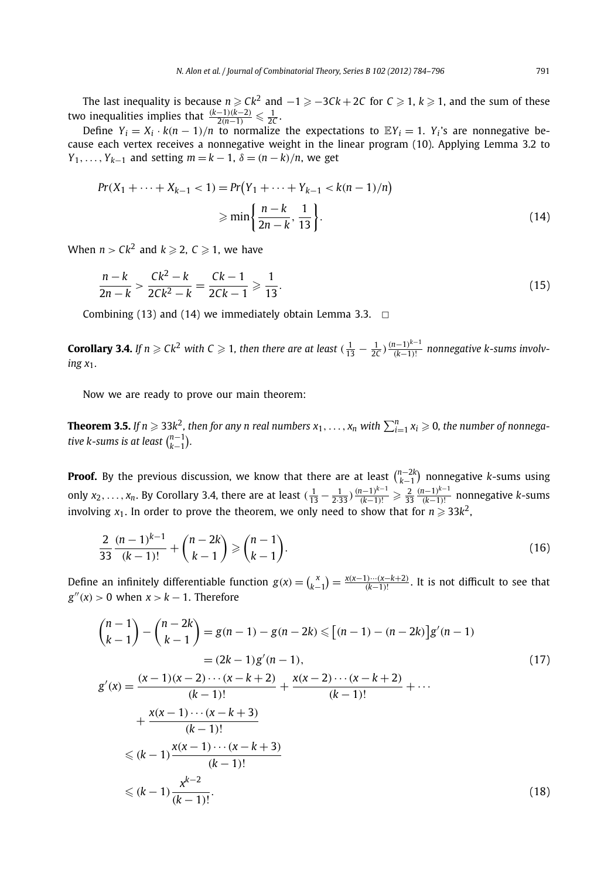The last inequality is because $n \geqslant Ck^2$ and $-1 \geqslant -3Ck + 2C$ for $C \geqslant 1$, $k \geqslant 1$, and the sum of these two inequalities implies that $\frac{(k-1)(k-2)}{2(n-1)} \leqslant \frac{1}{2C}$.

Define $Y_i = X_i \cdot k(n-1)/n$ to normalize the expectations to $\mathbb{E}Y_i = 1$. $Y_i$'s are nonnegative because each vertex receives a nonnegative weight in the linear program (10). Applying Lemma 3.2 to $Y_1, \ldots, Y_{k-1}$ and setting $m = k-1$, $\delta = (n-k)/n$, we get

$$
\begin{aligned}
Pr(X_1 + \cdots + X_{k-1} < 1) &= Pr\big(Y_1 + \cdots + Y_{k-1} < k(n-1)/n\big) \\
&\geqslant \min\left\{\frac{n-k}{2n-k}, \frac{1}{13}\right\}.
\end{aligned} \tag{14}
$$

When $n > Ck^2$ and $k \geqslant 2$, $C \geqslant 1$, we have

$$
\frac{n-k}{2n-k} > \frac{Ck^2-k}{2Ck^2-k} = \frac{Ck-1}{2Ck-1} \geqslant \frac{1}{13}. \tag{15}
$$

Combining (13) and (14) we immediately obtain Lemma 3.3. $\square$

**Corollary 3.4.** *If $n \geqslant Ck^2$ with $C \geqslant 1$, then there are at least $(\frac{1}{13} - \frac{1}{2C})\frac{(n-1)^{k-1}}{(k-1)!}$ nonnegative $k$-sums involving $x_1$.*

Now we are ready to prove our main theorem:

**Theorem 3.5.** *If $n \geqslant 33k^2$, then for any $n$ real numbers $x_1, \ldots, x_n$ with $\sum_{i=1}^n x_i \geqslant 0$, the number of nonnegative $k$-sums is at least $\binom{n-1}{k-1}$.*

**Proof.** By the previous discussion, we know that there are at least $\binom{n-2k}{k-1}$ nonnegative $k$-sums using only $x_2, \ldots, x_n$. By Corollary 3.4, there are at least $(\frac{1}{13} - \frac{1}{2\cdot 33})\frac{(n-1)^{k-1}}{(k-1)!} \geqslant \frac{2}{33}\frac{(n-1)^{k-1}}{(k-1)!}$ nonnegative $k$-sums involving $x_1$. In order to prove the theorem, we only need to show that for $n \geqslant 33k^2$,

$$
\frac{2}{33}\frac{(n-1)^{k-1}}{(k-1)!} + \binom{n-2k}{k-1} \geqslant \binom{n-1}{k-1}. \tag{16}
$$

Define an infinitely differentiable function $g(x) = \binom{x}{k-1} = \frac{x(x-1)\cdots(x-k+2)}{(k-1)!}$. It is not difficult to see that $g''(x) > 0$ when $x > k-1$. Therefore

$$
\begin{aligned}
\binom{n-1}{k-1} - \binom{n-2k}{k-1} &= g(n-1) - g(n-2k) \leqslant \big[(n-1) - (n-2k)\big]g'(n-1) \\
&= (2k-1)g'(n-1),
\end{aligned} \tag{17}
$$

$$
\begin{aligned}
g'(x) &= \frac{(x-1)(x-2)\cdots(x-k+2)}{(k-1)!} + \frac{x(x-2)\cdots(x-k+2)}{(k-1)!} + \cdots \\
&\quad + \frac{x(x-1)\cdots(x-k+3)}{(k-1)!} \\
&\leqslant (k-1)\frac{x(x-1)\cdots(x-k+3)}{(k-1)!} \\
&\leqslant (k-1)\frac{x^{k-2}}{(k-1)!}.
\end{aligned} \tag{18}
$$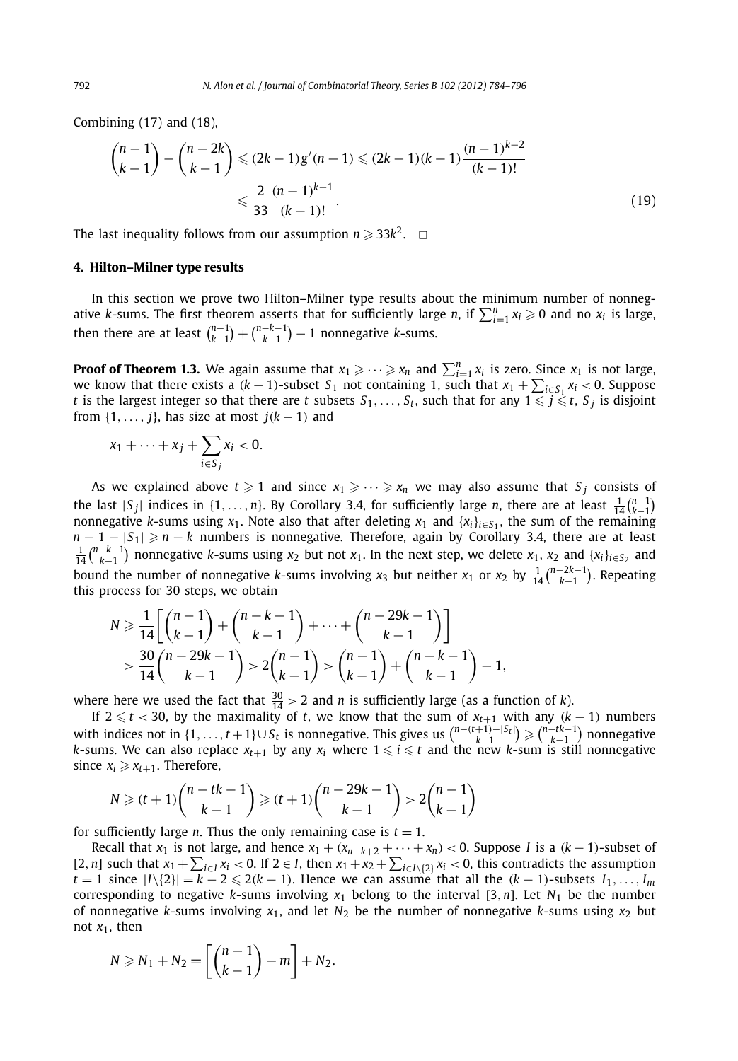Combining (17) and (18),

$$\binom{n-1}{k-1} - \binom{n-2k}{k-1} \leqslant (2k-1)g'(n-1) \leqslant (2k-1)(k-1)\frac{(n-1)^{k-2}}{(k-1)!} \leqslant \frac{2}{33}\frac{(n-1)^{k-1}}{(k-1)!}. \tag{19}$$

The last inequality follows from our assumption $n \geqslant 33k^2$. $\square$

## 4. Hilton–Milner type results

In this section we prove two Hilton–Milner type results about the minimum number of nonnegative $k$-sums. The first theorem asserts that for sufficiently large $n$, if $\sum_{i=1}^{n} x_i \geqslant 0$ and no $x_i$ is large, then there are at least $\binom{n-1}{k-1} + \binom{n-k-1}{k-1} - 1$ nonnegative $k$-sums.

**Proof of Theorem 1.3.** We again assume that $x_1 \geqslant \cdots \geqslant x_n$ and $\sum_{i=1}^{n} x_i$ is zero. Since $x_1$ is not large, we know that there exists a $(k-1)$-subset $S_1$ not containing 1, such that $x_1 + \sum_{i \in S_1} x_i < 0$. Suppose $t$ is the largest integer so that there are $t$ subsets $S_1, \ldots, S_t$, such that for any $1 \leqslant j \leqslant t$, $S_j$ is disjoint from $\{1, \ldots, j\}$, has size at most $j(k-1)$ and

$$x_1 + \cdots + x_j + \sum_{i \in S_j} x_i < 0.$$

As we explained above $t \geqslant 1$ and since $x_1 \geqslant \cdots \geqslant x_n$ we may also assume that $S_j$ consists of the last $|S_j|$ indices in $\{1, \ldots, n\}$. By Corollary 3.4, for sufficiently large $n$, there are at least $\frac{1}{14}\binom{n-1}{k-1}$ nonnegative $k$-sums using $x_1$. Note also that after deleting $x_1$ and $\{x_i\}_{i \in S_1}$, the sum of the remaining $n - 1 - |S_1| \geqslant n - k$ numbers is nonnegative. Therefore, again by Corollary 3.4, there are at least $\frac{1}{14}\binom{n-k-1}{k-1}$ nonnegative $k$-sums using $x_2$ but not $x_1$. In the next step, we delete $x_1$, $x_2$ and $\{x_i\}_{i \in S_2}$ and bound the number of nonnegative $k$-sums involving $x_3$ but neither $x_1$ or $x_2$ by $\frac{1}{14}\binom{n-2k-1}{k-1}$. Repeating this process for 30 steps, we obtain

$$N \geqslant \frac{1}{14}\left[\binom{n-1}{k-1} + \binom{n-k-1}{k-1} + \cdots + \binom{n-29k-1}{k-1}\right]$$
$$> \frac{30}{14}\binom{n-29k-1}{k-1} > 2\binom{n-1}{k-1} > \binom{n-1}{k-1} + \binom{n-k-1}{k-1} - 1,$$

where here we used the fact that $\frac{30}{14} > 2$ and $n$ is sufficiently large (as a function of $k$).

If $2 \leqslant t < 30$, by the maximality of $t$, we know that the sum of $x_{t+1}$ with any $(k-1)$ numbers with indices not in $\{1, \ldots, t+1\} \cup S_t$ is nonnegative. This gives us $\binom{n-(t+1)-|S_t|}{k-1} \geqslant \binom{n-tk-1}{k-1}$ nonnegative $k$-sums. We can also replace $x_{t+1}$ by any $x_i$ where $1 \leqslant i \leqslant t$ and the new $k$-sum is still nonnegative since $x_i \geqslant x_{t+1}$. Therefore,

$$N \geqslant (t+1)\binom{n-tk-1}{k-1} \geqslant (t+1)\binom{n-29k-1}{k-1} > 2\binom{n-1}{k-1}$$

for sufficiently large $n$. Thus the only remaining case is $t = 1$.

Recall that $x_1$ is not large, and hence $x_1 + (x_{n-k+2} + \cdots + x_n) < 0$. Suppose $I$ is a $(k-1)$-subset of $[2, n]$ such that $x_1 + \sum_{i \in I} x_i < 0$. If $2 \in I$, then $x_1 + x_2 + \sum_{i \in I \setminus \{2\}} x_i < 0$, this contradicts the assumption $t = 1$ since $|I \setminus \{2\}| = k - 2 \leqslant 2(k-1)$. Hence we can assume that all the $(k-1)$-subsets $I_1, \ldots, I_m$ corresponding to negative $k$-sums involving $x_1$ belong to the interval $[3, n]$. Let $N_1$ be the number of nonnegative $k$-sums involving $x_1$, and let $N_2$ be the number of nonnegative $k$-sums using $x_2$ but not $x_1$, then

$$N \geqslant N_1 + N_2 = \left[\binom{n-1}{k-1} - m\right] + N_2.$$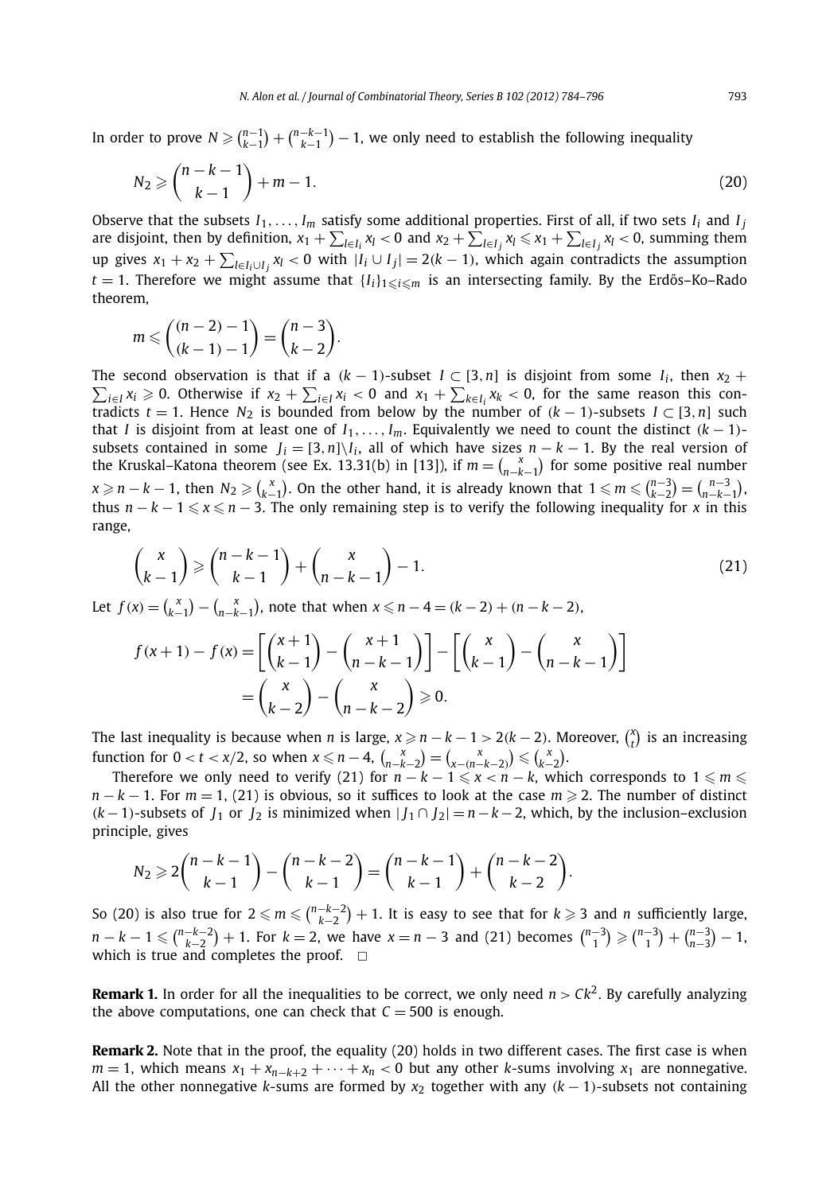In order to prove $N \geqslant \binom{n-1}{k-1} + \binom{n-k-1}{k-1} - 1$, we only need to establish the following inequality

$$N_2 \geqslant \binom{n-k-1}{k-1} + m - 1. \tag{20}$$

Observe that the subsets $I_1, \dots, I_m$ satisfy some additional properties. First of all, if two sets $I_i$ and $I_j$ are disjoint, then by definition, $x_1 + \sum_{l \in I_i} x_l < 0$ and $x_2 + \sum_{l \in I_j} x_l \leqslant x_1 + \sum_{l \in I_j} x_l < 0$, summing them up gives $x_1 + x_2 + \sum_{l \in I_i \cup I_j} x_l < 0$ with $|I_i \cup I_j| = 2(k-1)$, which again contradicts the assumption $t = 1$. Therefore we might assume that $\{I_i\}_{1 \leqslant i \leqslant m}$ is an intersecting family. By the Erdős–Ko–Rado theorem,

$$m \leqslant \binom{(n-2)-1}{(k-1)-1} = \binom{n-3}{k-2}.$$

The second observation is that if a $(k-1)$-subset $I \subset [3,n]$ is disjoint from some $I_i$, then $x_2 + \sum_{i \in I} x_i \geqslant 0$. Otherwise if $x_2 + \sum_{i \in I} x_i < 0$ and $x_1 + \sum_{k \in I_i} x_k < 0$, for the same reason this contradicts $t = 1$. Hence $N_2$ is bounded from below by the number of $(k-1)$-subsets $I \subset [3,n]$ such that $I$ is disjoint from at least one of $I_1, \dots, I_m$. Equivalently we need to count the distinct $(k-1)$-subsets contained in some $J_i = [3,n] \backslash I_i$, all of which have sizes $n-k-1$. By the real version of the Kruskal–Katona theorem (see Ex. 13.31(b) in [13]), if $m = \binom{x}{n-k-1}$ for some positive real number $x \geqslant n-k-1$, then $N_2 \geqslant \binom{x}{k-1}$. On the other hand, it is already known that $1 \leqslant m \leqslant \binom{n-3}{k-2} = \binom{n-3}{n-k-1}$, thus $n-k-1 \leqslant x \leqslant n-3$. The only remaining step is to verify the following inequality for $x$ in this range,

$$\binom{x}{k-1} \geqslant \binom{n-k-1}{k-1} + \binom{x}{n-k-1} - 1. \tag{21}$$

Let $f(x) = \binom{x}{k-1} - \binom{x}{n-k-1}$, note that when $x \leqslant n-4 = (k-2) + (n-k-2)$,

$$\begin{aligned}
f(x+1) - f(x) &= \left[\binom{x+1}{k-1} - \binom{x+1}{n-k-1}\right] - \left[\binom{x}{k-1} - \binom{x}{n-k-1}\right] \\
&= \binom{x}{k-2} - \binom{x}{n-k-2} \geqslant 0.
\end{aligned}$$

The last inequality is because when $n$ is large, $x \geqslant n-k-1 > 2(k-2)$. Moreover, $\binom{x}{t}$ is an increasing function for $0 < t < x/2$, so when $x \leqslant n-4$, $\binom{x}{n-k-2} = \binom{x}{x-(n-k-2)} \leqslant \binom{x}{k-2}$.

Therefore we only need to verify (21) for $n-k-1 \leqslant x < n-k$, which corresponds to $1 \leqslant m \leqslant n-k-1$. For $m = 1$, (21) is obvious, so it suffices to look at the case $m \geqslant 2$. The number of distinct $(k-1)$-subsets of $J_1$ or $J_2$ is minimized when $|J_1 \cap J_2| = n-k-2$, which, by the inclusion–exclusion principle, gives

$$N_2 \geqslant 2\binom{n-k-1}{k-1} - \binom{n-k-2}{k-1} = \binom{n-k-1}{k-1} + \binom{n-k-2}{k-2}.$$

So (20) is also true for $2 \leqslant m \leqslant \binom{n-k-2}{k-2} + 1$. It is easy to see that for $k \geqslant 3$ and $n$ sufficiently large, $n-k-1 \leqslant \binom{n-k-2}{k-2} + 1$. For $k = 2$, we have $x = n-3$ and (21) becomes $\binom{n-3}{1} \geqslant \binom{n-3}{1} + \binom{n-3}{n-3} - 1$, which is true and completes the proof. $\square$

**Remark 1.** In order for all the inequalities to be correct, we only need $n > Ck^2$. By carefully analyzing the above computations, one can check that $C = 500$ is enough.

**Remark 2.** Note that in the proof, the equality (20) holds in two different cases. The first case is when $m = 1$, which means $x_1 + x_{n-k+2} + \cdots + x_n < 0$ but any other $k$-sums involving $x_1$ are nonnegative. All the other nonnegative $k$-sums are formed by $x_2$ together with any $(k-1)$-subsets not containing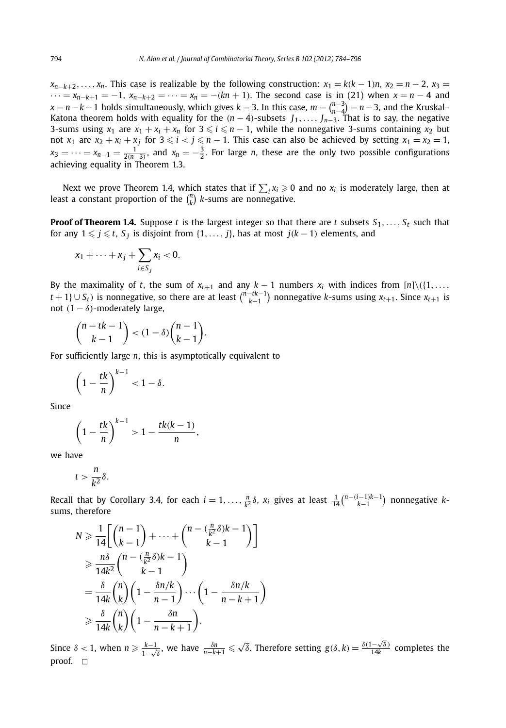$x_{n-k+2}, \ldots, x_n$. This case is realizable by the following construction: $x_1 = k(k-1)n$, $x_2 = n-2$, $x_3 = \cdots = x_{n-k+1} = -1$, $x_{n-k+2} = \cdots = x_n = -(kn+1)$. The second case is in (21) when $x = n-4$ and $x = n-k-1$ holds simultaneously, which gives $k = 3$. In this case, $m = \binom{n-3}{n-4} = n-3$, and the Kruskal–Katona theorem holds with equality for the $(n-4)$-subsets $J_1, \ldots, J_{n-3}$. That is to say, the negative 3-sums using $x_1$ are $x_1 + x_i + x_n$ for $3 \leqslant i \leqslant n-1$, while the nonnegative 3-sums containing $x_2$ but not $x_1$ are $x_2 + x_i + x_j$ for $3 \leqslant i < j \leqslant n-1$. This case can also be achieved by setting $x_1 = x_2 = 1$, $x_3 = \cdots = x_{n-1} = \frac{1}{2(n-3)}$, and $x_n = -\frac{3}{2}$. For large $n$, these are the only two possible configurations achieving equality in Theorem 1.3.

Next we prove Theorem 1.4, which states that if $\sum_i x_i \geqslant 0$ and no $x_i$ is moderately large, then at least a constant proportion of the $\binom{n}{k}$ $k$-sums are nonnegative.

**Proof of Theorem 1.4.** Suppose $t$ is the largest integer so that there are $t$ subsets $S_1, \ldots, S_t$ such that for any $1 \leqslant j \leqslant t$, $S_j$ is disjoint from $\{1, \ldots, j\}$, has at most $j(k-1)$ elements, and

$$x_1 + \cdots + x_j + \sum_{i \in S_j} x_i < 0.$$

By the maximality of $t$, the sum of $x_{t+1}$ and any $k-1$ numbers $x_i$ with indices from $[n] \setminus (\{1, \ldots, t+1\} \cup S_t)$ is nonnegative, so there are at least $\binom{n-tk-1}{k-1}$ nonnegative $k$-sums using $x_{t+1}$. Since $x_{t+1}$ is not $(1-\delta)$-moderately large,

$$\binom{n-tk-1}{k-1} < (1-\delta)\binom{n-1}{k-1}.$$

For sufficiently large $n$, this is asymptotically equivalent to

$$\left(1 - \frac{tk}{n}\right)^{k-1} < 1 - \delta.$$

Since

$$\left(1 - \frac{tk}{n}\right)^{k-1} > 1 - \frac{tk(k-1)}{n},$$

we have

$$t > \frac{n}{k^2}\delta.$$

Recall that by Corollary 3.4, for each $i = 1, \ldots, \frac{n}{k^2}\delta$, $x_i$ gives at least $\frac{1}{14}\binom{n-(i-1)k-1}{k-1}$ nonnegative $k$-sums, therefore

$$\begin{aligned}
N &\geqslant \frac{1}{14}\left[\binom{n-1}{k-1} + \cdots + \binom{n - (\frac{n}{k^2}\delta)k - 1}{k-1}\right] \\
&\geqslant \frac{n\delta}{14k^2}\binom{n - (\frac{n}{k^2}\delta)k - 1}{k-1} \\
&= \frac{\delta}{14k}\binom{n}{k}\left(1 - \frac{\delta n/k}{n-1}\right)\cdots\left(1 - \frac{\delta n/k}{n-k+1}\right) \\
&\geqslant \frac{\delta}{14k}\binom{n}{k}\left(1 - \frac{\delta n}{n-k+1}\right).
\end{aligned}$$

Since $\delta < 1$, when $n \geqslant \frac{k-1}{1-\sqrt{\delta}}$, we have $\frac{\delta n}{n-k+1} \leqslant \sqrt{\delta}$. Therefore setting $g(\delta, k) = \frac{\delta(1-\sqrt{\delta})}{14k}$ completes the proof. $\square$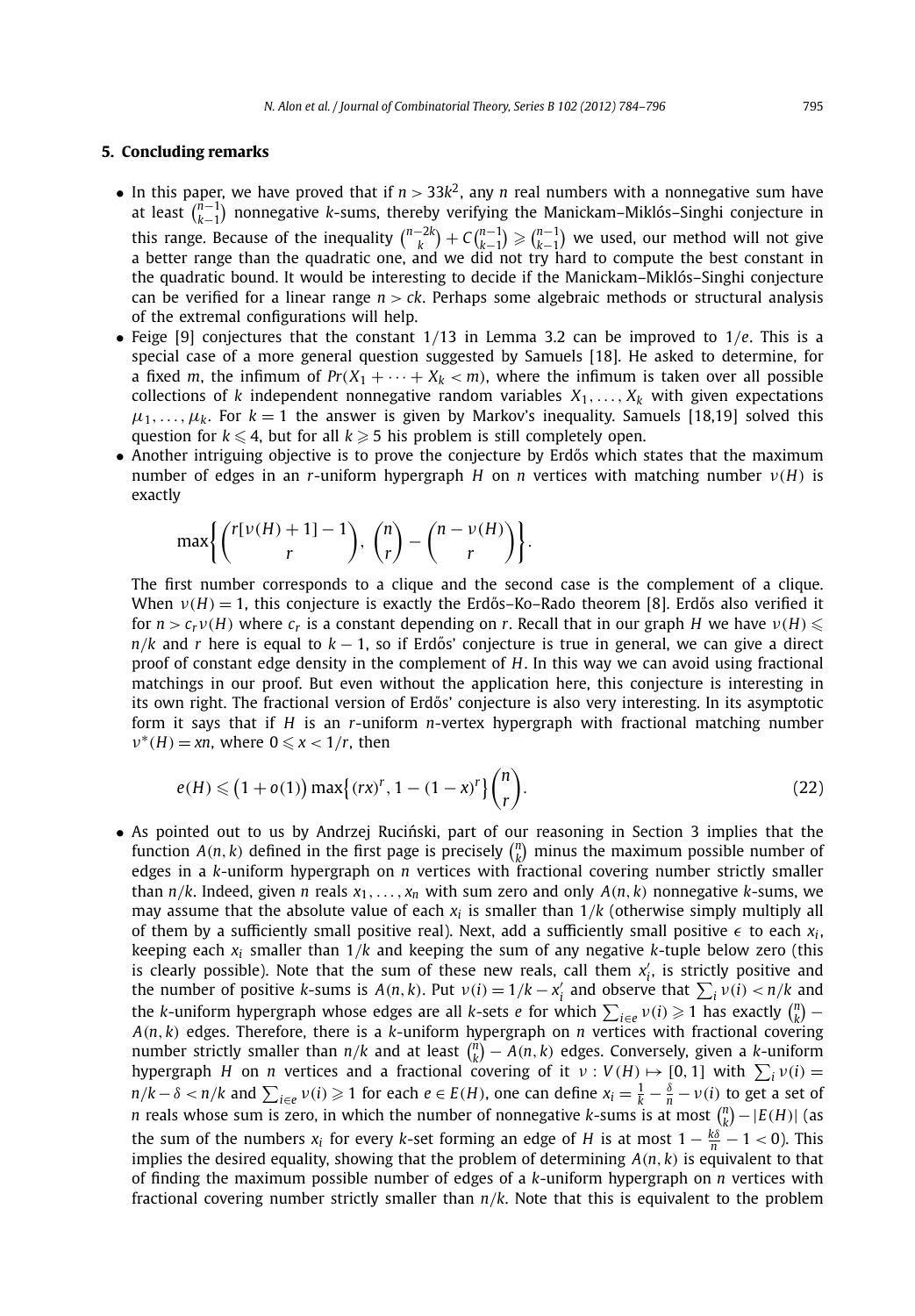## 5. Concluding remarks

- In this paper, we have proved that if $n > 33k^2$, any $n$ real numbers with a nonnegative sum have at least $\binom{n-1}{k-1}$ nonnegative $k$-sums, thereby verifying the Manickam–Miklós–Singhi conjecture in this range. Because of the inequality $\binom{n-2k}{k} + C\binom{n-1}{k-1} \geqslant \binom{n-1}{k-1}$ we used, our method will not give a better range than the quadratic one, and we did not try hard to compute the best constant in the quadratic bound. It would be interesting to decide if the Manickam–Miklós–Singhi conjecture can be verified for a linear range $n > ck$. Perhaps some algebraic methods or structural analysis of the extremal configurations will help.
- Feige [9] conjectures that the constant $1/13$ in Lemma 3.2 can be improved to $1/e$. This is a special case of a more general question suggested by Samuels [18]. He asked to determine, for a fixed $m$, the infimum of $Pr(X_1 + \cdots + X_k < m)$, where the infimum is taken over all possible collections of $k$ independent nonnegative random variables $X_1, \ldots, X_k$ with given expectations $\mu_1, \ldots, \mu_k$. For $k = 1$ the answer is given by Markov's inequality. Samuels [18,19] solved this question for $k \leqslant 4$, but for all $k \geqslant 5$ his problem is still completely open.
- Another intriguing objective is to prove the conjecture by Erdős which states that the maximum number of edges in an $r$-uniform hypergraph $H$ on $n$ vertices with matching number $\nu(H)$ is exactly

$$\max\left\{\binom{r[\nu(H)+1]-1}{r},\ \binom{n}{r} - \binom{n-\nu(H)}{r}\right\}.$$

The first number corresponds to a clique and the second case is the complement of a clique. When $\nu(H) = 1$, this conjecture is exactly the Erdős–Ko–Rado theorem [8]. Erdős also verified it for $n > c_r \nu(H)$ where $c_r$ is a constant depending on $r$. Recall that in our graph $H$ we have $\nu(H) \leqslant n/k$ and $r$ here is equal to $k - 1$, so if Erdős' conjecture is true in general, we can give a direct proof of constant edge density in the complement of $H$. In this way we can avoid using fractional matchings in our proof. But even without the application here, this conjecture is interesting in its own right. The fractional version of Erdős' conjecture is also very interesting. In its asymptotic form it says that if $H$ is an $r$-uniform $n$-vertex hypergraph with fractional matching number $\nu^*(H) = xn$, where $0 \leqslant x < 1/r$, then

$$e(H) \leqslant \big(1 + o(1)\big) \max\big\{(rx)^r, 1 - (1-x)^r\big\}\binom{n}{r}. \tag{22}$$

- As pointed out to us by Andrzej Ruciński, part of our reasoning in Section 3 implies that the function $A(n,k)$ defined in the first page is precisely $\binom{n}{k}$ minus the maximum possible number of edges in a $k$-uniform hypergraph on $n$ vertices with fractional covering number strictly smaller than $n/k$. Indeed, given $n$ reals $x_1, \ldots, x_n$ with sum zero and only $A(n,k)$ nonnegative $k$-sums, we may assume that the absolute value of each $x_i$ is smaller than $1/k$ (otherwise simply multiply all of them by a sufficiently small positive real). Next, add a sufficiently small positive $\epsilon$ to each $x_i$, keeping each $x_i$ smaller than $1/k$ and keeping the sum of any negative $k$-tuple below zero (this is clearly possible). Note that the sum of these new reals, call them $x_i'$, is strictly positive and the number of positive $k$-sums is $A(n,k)$. Put $\nu(i) = 1/k - x_i'$ and observe that $\sum_i \nu(i) < n/k$ and the $k$-uniform hypergraph whose edges are all $k$-sets $e$ for which $\sum_{i \in e} \nu(i) \geqslant 1$ has exactly $\binom{n}{k} - A(n,k)$ edges. Therefore, there is a $k$-uniform hypergraph on $n$ vertices with fractional covering number strictly smaller than $n/k$ and at least $\binom{n}{k} - A(n,k)$ edges. Conversely, given a $k$-uniform hypergraph $H$ on $n$ vertices and a fractional covering of it $\nu : V(H) \mapsto [0,1]$ with $\sum_i \nu(i) = n/k - \delta < n/k$ and $\sum_{i \in e} \nu(i) \geqslant 1$ for each $e \in E(H)$, one can define $x_i = \frac{1}{k} - \frac{\delta}{n} - \nu(i)$ to get a set of $n$ reals whose sum is zero, in which the number of nonnegative $k$-sums is at most $\binom{n}{k} - |E(H)|$ (as the sum of the numbers $x_i$ for every $k$-set forming an edge of $H$ is at most $1 - \frac{k\delta}{n} - 1 < 0$). This implies the desired equality, showing that the problem of determining $A(n,k)$ is equivalent to that of finding the maximum possible number of edges of a $k$-uniform hypergraph on $n$ vertices with fractional covering number strictly smaller than $n/k$. Note that this is equivalent to the problem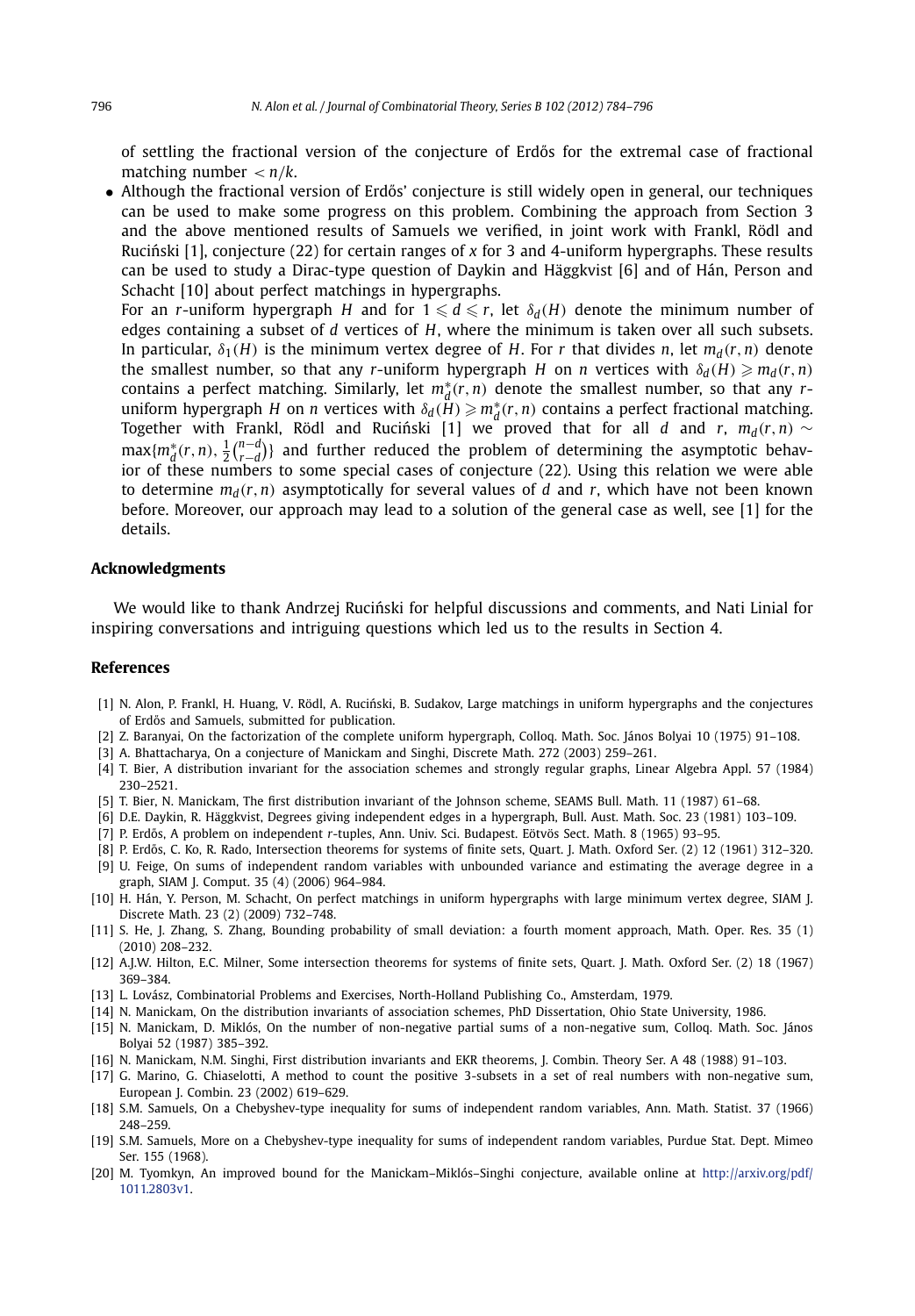of settling the fractional version of the conjecture of Erdős for the extremal case of fractional matching number $< n/k$.

- Although the fractional version of Erdős' conjecture is still widely open in general, our techniques can be used to make some progress on this problem. Combining the approach from Section 3 and the above mentioned results of Samuels we verified, in joint work with Frankl, Rödl and Ruciński [1], conjecture (22) for certain ranges of $x$ for 3 and 4-uniform hypergraphs. These results can be used to study a Dirac-type question of Daykin and Häggkvist [6] and of Hán, Person and Schacht [10] about perfect matchings in hypergraphs.

  For an $r$-uniform hypergraph $H$ and for $1 \leqslant d \leqslant r$, let $\delta_d(H)$ denote the minimum number of edges containing a subset of $d$ vertices of $H$, where the minimum is taken over all such subsets. In particular, $\delta_1(H)$ is the minimum vertex degree of $H$. For $r$ that divides $n$, let $m_d(r,n)$ denote the smallest number, so that any $r$-uniform hypergraph $H$ on $n$ vertices with $\delta_d(H) \geqslant m_d(r,n)$ contains a perfect matching. Similarly, let $m_d^*(r,n)$ denote the smallest number, so that any $r$-uniform hypergraph $H$ on $n$ vertices with $\delta_d(H) \geqslant m_d^*(r,n)$ contains a perfect fractional matching. Together with Frankl, Rödl and Ruciński [1] we proved that for all $d$ and $r$, $m_d(r,n) \sim \max\{m_d^*(r,n), \frac{1}{2}\binom{n-d}{r-d}\}$ and further reduced the problem of determining the asymptotic behavior of these numbers to some special cases of conjecture (22). Using this relation we were able to determine $m_d(r,n)$ asymptotically for several values of $d$ and $r$, which have not been known before. Moreover, our approach may lead to a solution of the general case as well, see [1] for the details.

## Acknowledgments

We would like to thank Andrzej Ruciński for helpful discussions and comments, and Nati Linial for inspiring conversations and intriguing questions which led us to the results in Section 4.

## References

[1] N. Alon, P. Frankl, H. Huang, V. Rödl, A. Ruciński, B. Sudakov, Large matchings in uniform hypergraphs and the conjectures of Erdős and Samuels, submitted for publication.

[2] Z. Baranyai, On the factorization of the complete uniform hypergraph, Colloq. Math. Soc. János Bolyai 10 (1975) 91–108.

[3] A. Bhattacharya, On a conjecture of Manickam and Singhi, Discrete Math. 272 (2003) 259–261.

[4] T. Bier, A distribution invariant for the association schemes and strongly regular graphs, Linear Algebra Appl. 57 (1984) 230–2521.

[5] T. Bier, N. Manickam, The first distribution invariant of the Johnson scheme, SEAMS Bull. Math. 11 (1987) 61–68.

[6] D.E. Daykin, R. Häggkvist, Degrees giving independent edges in a hypergraph, Bull. Aust. Math. Soc. 23 (1981) 103–109.

[7] P. Erdős, A problem on independent $r$-tuples, Ann. Univ. Sci. Budapest. Eötvös Sect. Math. 8 (1965) 93–95.

[8] P. Erdős, C. Ko, R. Rado, Intersection theorems for systems of finite sets, Quart. J. Math. Oxford Ser. (2) 12 (1961) 312–320.

[9] U. Feige, On sums of independent random variables with unbounded variance and estimating the average degree in a graph, SIAM J. Comput. 35 (4) (2006) 964–984.

[10] H. Hán, Y. Person, M. Schacht, On perfect matchings in uniform hypergraphs with large minimum vertex degree, SIAM J. Discrete Math. 23 (2) (2009) 732–748.

[11] S. He, J. Zhang, S. Zhang, Bounding probability of small deviation: a fourth moment approach, Math. Oper. Res. 35 (1) (2010) 208–232.

[12] A.J.W. Hilton, E.C. Milner, Some intersection theorems for systems of finite sets, Quart. J. Math. Oxford Ser. (2) 18 (1967) 369–384.

[13] L. Lovász, Combinatorial Problems and Exercises, North-Holland Publishing Co., Amsterdam, 1979.

[14] N. Manickam, On the distribution invariants of association schemes, PhD Dissertation, Ohio State University, 1986.

[15] N. Manickam, D. Miklós, On the number of non-negative partial sums of a non-negative sum, Colloq. Math. Soc. János Bolyai 52 (1987) 385–392.

[16] N. Manickam, N.M. Singhi, First distribution invariants and EKR theorems, J. Combin. Theory Ser. A 48 (1988) 91–103.

[17] G. Marino, G. Chiaselotti, A method to count the positive 3-subsets in a set of real numbers with non-negative sum, European J. Combin. 23 (2002) 619–629.

[18] S.M. Samuels, On a Chebyshev-type inequality for sums of independent random variables, Ann. Math. Statist. 37 (1966) 248–259.

[19] S.M. Samuels, More on a Chebyshev-type inequality for sums of independent random variables, Purdue Stat. Dept. Mimeo Ser. 155 (1968).

[20] M. Tyomkyn, An improved bound for the Manickam–Miklós–Singhi conjecture, available online at http://arxiv.org/pdf/1011.2803v1.